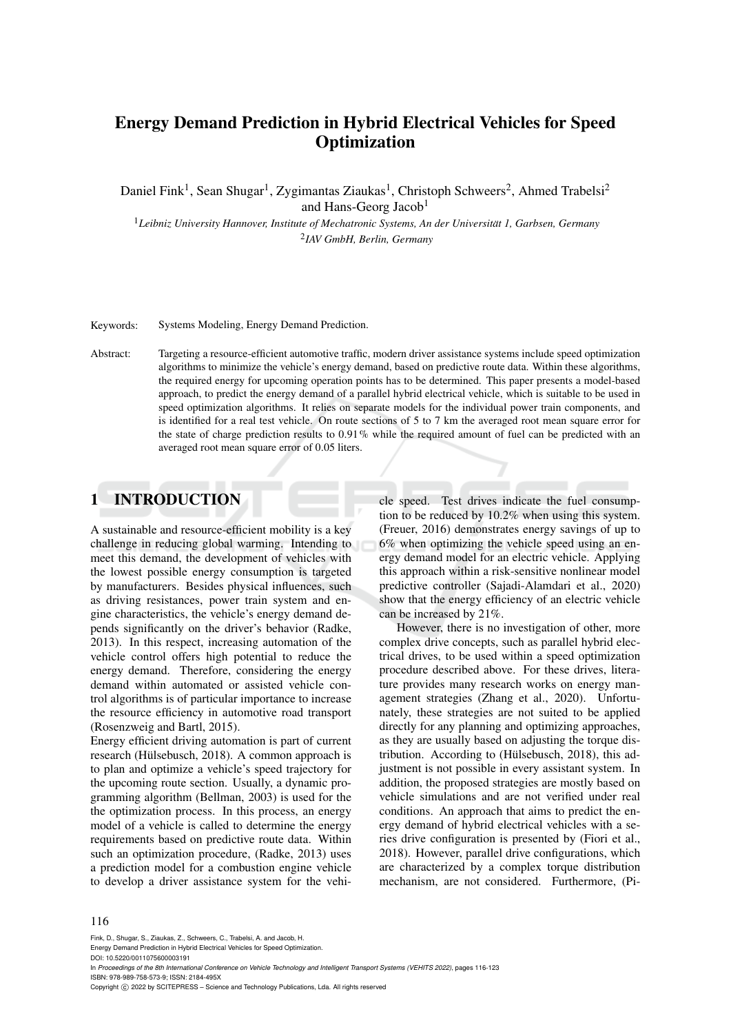# Energy Demand Prediction in Hybrid Electrical Vehicles for Speed Optimization

Daniel Fink[1], Sean Shugar[1], Zygimantas Ziaukas[1], Christoph Schweers[2], Ahmed Trabelsi[2] and Hans-Georg Jacob[1]

[1]*Leibniz University Hannover, Institute of Mechatronic Systems, An der Universität 1, Garbsen, Germany*
[2]*IAV GmbH, Berlin, Germany*

Keywords: Systems Modeling, Energy Demand Prediction.

Abstract: Targeting a resource-efficient automotive traffic, modern driver assistance systems include speed optimization algorithms to minimize the vehicle's energy demand, based on predictive route data. Within these algorithms, the required energy for upcoming operation points has to be determined. This paper presents a model-based approach, to predict the energy demand of a parallel hybrid electrical vehicle, which is suitable to be used in speed optimization algorithms. It relies on separate models for the individual power train components, and is identified for a real test vehicle. On route sections of 5 to 7 km the averaged root mean square error for the state of charge prediction results to 0.91% while the required amount of fuel can be predicted with an averaged root mean square error of 0.05 liters.

## 1 INTRODUCTION

A sustainable and resource-efficient mobility is a key challenge in reducing global warming. Intending to meet this demand, the development of vehicles with the lowest possible energy consumption is targeted by manufacturers. Besides physical influences, such as driving resistances, power train system and engine characteristics, the vehicle's energy demand depends significantly on the driver's behavior (Radke, 2013). In this respect, increasing automation of the vehicle control offers high potential to reduce the energy demand. Therefore, considering the energy demand within automated or assisted vehicle control algorithms is of particular importance to increase the resource efficiency in automotive road transport (Rosenzweig and Bartl, 2015).

Energy efficient driving automation is part of current research (Hülsebusch, 2018). A common approach is to plan and optimize a vehicle's speed trajectory for the upcoming route section. Usually, a dynamic programming algorithm (Bellman, 2003) is used for the optimization process. In this process, an energy model of a vehicle is called to determine the energy requirements based on predictive route data. Within such an optimization procedure, (Radke, 2013) uses a prediction model for a combustion engine vehicle to develop a driver assistance system for the vehicle speed. Test drives indicate the fuel consumption to be reduced by 10.2% when using this system. (Freuer, 2016) demonstrates energy savings of up to 6% when optimizing the vehicle speed using an energy demand model for an electric vehicle. Applying this approach within a risk-sensitive nonlinear model predictive controller (Sajadi-Alamdari et al., 2020) show that the energy efficiency of an electric vehicle can be increased by 21%.

However, there is no investigation of other, more complex drive concepts, such as parallel hybrid electrical drives, to be used within a speed optimization procedure described above. For these drives, literature provides many research works on energy management strategies (Zhang et al., 2020). Unfortunately, these strategies are not suited to be applied directly for any planning and optimizing approaches, as they are usually based on adjusting the torque distribution. According to (Hülsebusch, 2018), this adjustment is not possible in every assistant system. In addition, the proposed strategies are mostly based on vehicle simulations and are not verified under real conditions. An approach that aims to predict the energy demand of hybrid electrical vehicles with a series drive configuration is presented by (Fiori et al., 2018). However, parallel drive configurations, which are characterized by a complex torque distribution mechanism, are not considered. Furthermore, (Pi-

Fink, D., Shugar, S., Ziaukas, Z., Schweers, C., Trabelsi, A. and Jacob, H.
Energy Demand Prediction in Hybrid Electrical Vehicles for Speed Optimization.
DOI: 10.5220/0011075600003191
In *Proceedings of the 8th International Conference on Vehicle Technology and Intelligent Transport Systems (VEHITS 2022)*, pages 116-123
ISBN: 978-989-758-573-9; ISSN: 2184-495X
Copyright © 2022 by SCITEPRESS – Science and Technology Publications, Lda. All rights reserved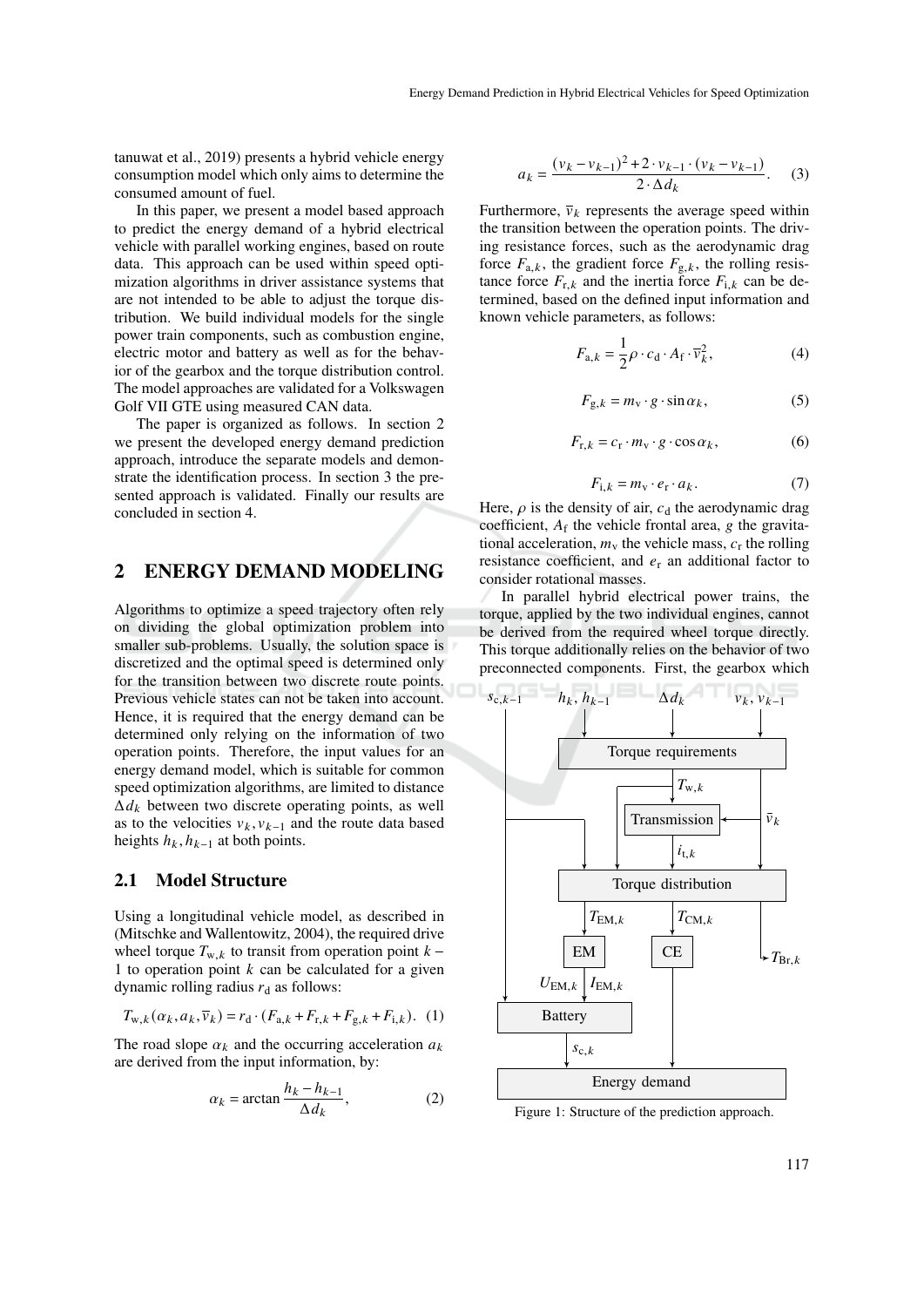tanuwat et al., 2019) presents a hybrid vehicle energy consumption model which only aims to determine the consumed amount of fuel.

In this paper, we present a model based approach to predict the energy demand of a hybrid electrical vehicle with parallel working engines, based on route data. This approach can be used within speed optimization algorithms in driver assistance systems that are not intended to be able to adjust the torque distribution. We build individual models for the single power train components, such as combustion engine, electric motor and battery as well as for the behavior of the gearbox and the torque distribution control. The model approaches are validated for a Volkswagen Golf VII GTE using measured CAN data.

The paper is organized as follows. In section 2 we present the developed energy demand prediction approach, introduce the separate models and demonstrate the identification process. In section 3 the presented approach is validated. Finally our results are concluded in section 4.

## 2 ENERGY DEMAND MODELING

Algorithms to optimize a speed trajectory often rely on dividing the global optimization problem into smaller sub-problems. Usually, the solution space is discretized and the optimal speed is determined only for the transition between two discrete route points. Previous vehicle states can not be taken into account. Hence, it is required that the energy demand can be determined only relying on the information of two operation points. Therefore, the input values for an energy demand model, which is suitable for common speed optimization algorithms, are limited to distance $\Delta d_k$ between two discrete operating points, as well as to the velocities $v_k, v_{k-1}$ and the route data based heights $h_k, h_{k-1}$ at both points.

### 2.1 Model Structure

Using a longitudinal vehicle model, as described in (Mitschke and Wallentowitz, 2004), the required drive wheel torque $T_{\mathrm{w},k}$ to transit from operation point $k-1$ to operation point $k$ can be calculated for a given dynamic rolling radius $r_\mathrm{d}$ as follows:

$$T_{\mathrm{w},k}(\alpha_k, a_k, \overline{v}_k) = r_\mathrm{d} \cdot (F_{\mathrm{a},k} + F_{\mathrm{r},k} + F_{\mathrm{g},k} + F_{\mathrm{i},k}). \quad (1)$$

The road slope $\alpha_k$ and the occurring acceleration $a_k$ are derived from the input information, by:

$$\alpha_k = \arctan \frac{h_k - h_{k-1}}{\Delta d_k}, \quad (2)$$

$$a_k = \frac{(v_k - v_{k-1})^2 + 2 \cdot v_{k-1} \cdot (v_k - v_{k-1})}{2 \cdot \Delta d_k}. \quad (3)$$

Furthermore, $\overline{v}_k$ represents the average speed within the transition between the operation points. The driving resistance forces, such as the aerodynamic drag force $F_{\mathrm{a},k}$, the gradient force $F_{\mathrm{g},k}$, the rolling resistance force $F_{\mathrm{r},k}$ and the inertia force $F_{\mathrm{i},k}$ can be determined, based on the defined input information and known vehicle parameters, as follows:

$$F_{\mathrm{a},k} = \frac{1}{2} \rho \cdot c_\mathrm{d} \cdot A_\mathrm{f} \cdot \overline{v}_k^2, \quad (4)$$

$$F_{\mathrm{g},k} = m_\mathrm{v} \cdot g \cdot \sin \alpha_k, \quad (5)$$

$$F_{\mathrm{r},k} = c_\mathrm{r} \cdot m_\mathrm{v} \cdot g \cdot \cos \alpha_k, \quad (6)$$

$$F_{\mathrm{i},k} = m_\mathrm{v} \cdot e_\mathrm{r} \cdot a_k. \quad (7)$$

Here, $\rho$ is the density of air, $c_\mathrm{d}$ the aerodynamic drag coefficient, $A_\mathrm{f}$ the vehicle frontal area, $g$ the gravitational acceleration, $m_\mathrm{v}$ the vehicle mass, $c_\mathrm{r}$ the rolling resistance coefficient, and $e_\mathrm{r}$ an additional factor to consider rotational masses.

In parallel hybrid electrical power trains, the torque, applied by the two individual engines, cannot be derived from the required wheel torque directly. This torque additionally relies on the behavior of two preconnected components. First, the gearbox which

Figure 1: Structure of the prediction approach.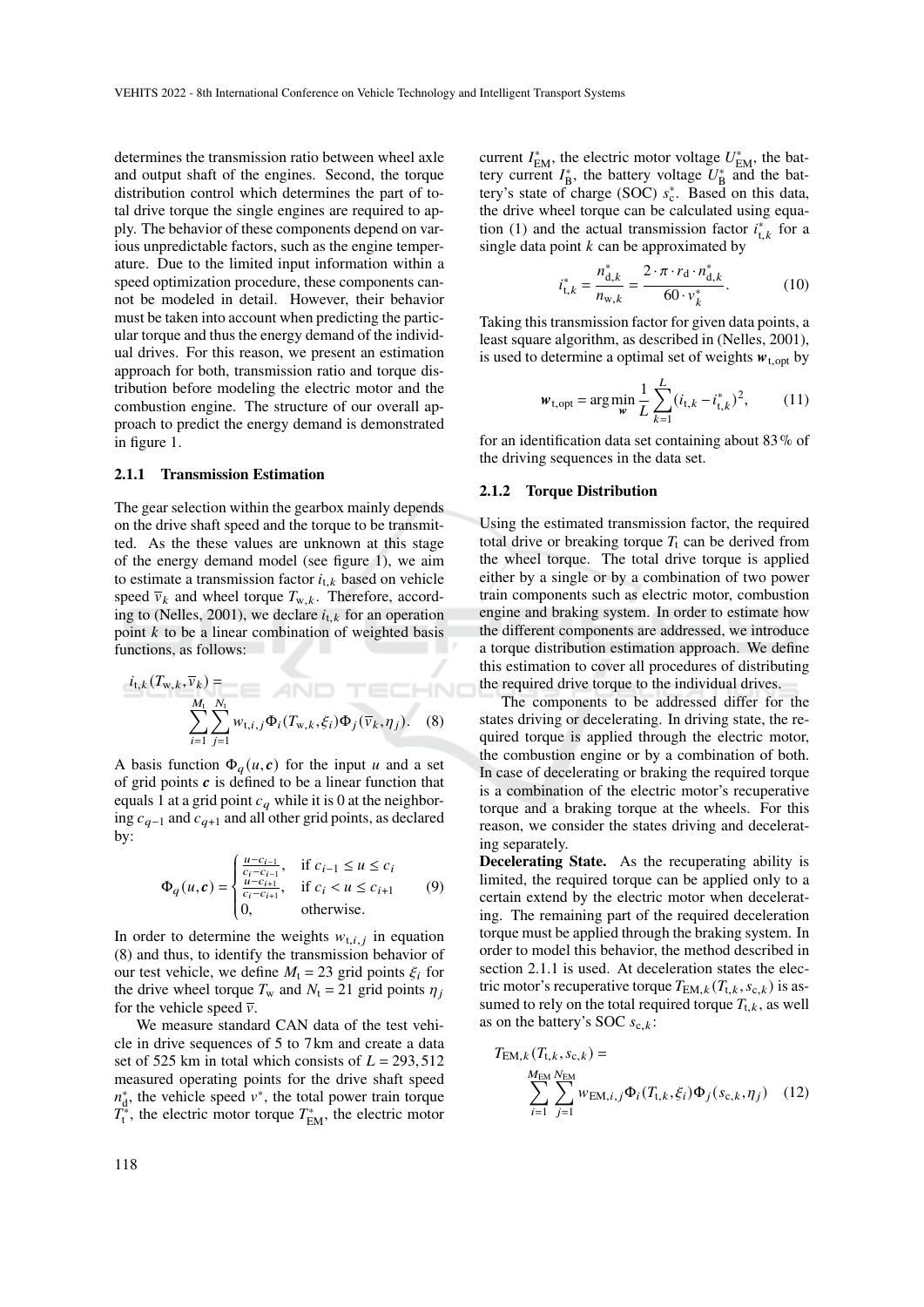determines the transmission ratio between wheel axle and output shaft of the engines. Second, the torque distribution control which determines the part of total drive torque the single engines are required to apply. The behavior of these components depend on various unpredictable factors, such as the engine temperature. Due to the limited input information within a speed optimization procedure, these components cannot be modeled in detail. However, their behavior must be taken into account when predicting the particular torque and thus the energy demand of the individual drives. For this reason, we present an estimation approach for both, transmission ratio and torque distribution before modeling the electric motor and the combustion engine. The structure of our overall approach to predict the energy demand is demonstrated in figure 1.

### 2.1.1 Transmission Estimation

The gear selection within the gearbox mainly depends on the drive shaft speed and the torque to be transmitted. As the these values are unknown at this stage of the energy demand model (see figure 1), we aim to estimate a transmission factor $i_{t,k}$ based on vehicle speed $\overline{v}_k$ and wheel torque $T_{w,k}$. Therefore, according to (Nelles, 2001), we declare $i_{t,k}$ for an operation point $k$ to be a linear combination of weighted basis functions, as follows:

$$i_{t,k}(T_{w,k}, \overline{v}_k) = \sum_{i=1}^{M_t} \sum_{j=1}^{N_t} w_{t,i,j} \Phi_i(T_{w,k}, \xi_i) \Phi_j(\overline{v}_k, \eta_j). \quad (8)$$

A basis function $\Phi_q(u, \boldsymbol{c})$ for the input $u$ and a set of grid points $\boldsymbol{c}$ is defined to be a linear function that equals 1 at a grid point $c_q$ while it is 0 at the neighboring $c_{q-1}$ and $c_{q+1}$ and all other grid points, as declared by:

$$\Phi_q(u, \boldsymbol{c}) = \begin{cases} \frac{u - c_{i-1}}{c_i - c_{i-1}}, & \text{if } c_{i-1} \le u \le c_i \\ \frac{u - c_{i+1}}{c_i - c_{i+1}}, & \text{if } c_i < u \le c_{i+1} \\ 0, & \text{otherwise.} \end{cases} \quad (9)$$

In order to determine the weights $w_{t,i,j}$ in equation (8) and thus, to identify the transmission behavior of our test vehicle, we define $M_t = 23$ grid points $\xi_i$ for the drive wheel torque $T_w$ and $N_t = 21$ grid points $\eta_j$ for the vehicle speed $\overline{v}$.

We measure standard CAN data of the test vehicle in drive sequences of 5 to 7 km and create a data set of 525 km in total which consists of $L = 293{,}512$ measured operating points for the drive shaft speed $n_d^*$, the vehicle speed $v^*$, the total power train torque $T_t^*$, the electric motor torque $T_{EM}^*$, the electric motor current $I_{EM}^*$, the electric motor voltage $U_{EM}^*$, the battery current $I_B^*$, the battery voltage $U_B^*$ and the battery's state of charge (SOC) $s_c^*$. Based on this data, the drive wheel torque can be calculated using equation (1) and the actual transmission factor $i_{t,k}^*$ for a single data point $k$ can be approximated by

$$i_{t,k}^* = \frac{n_{d,k}^*}{n_{w,k}} = \frac{2 \cdot \pi \cdot r_d \cdot n_{d,k}^*}{60 \cdot v_k^*}. \quad (10)$$

Taking this transmission factor for given data points, a least square algorithm, as described in (Nelles, 2001), is used to determine a optimal set of weights $\boldsymbol{w}_{t,opt}$ by

$$\boldsymbol{w}_{t,opt} = \arg\min_{\boldsymbol{w}} \frac{1}{L} \sum_{k=1}^{L} (i_{t,k} - i_{t,k}^*)^2, \quad (11)$$

for an identification data set containing about 83 % of the driving sequences in the data set.

### 2.1.2 Torque Distribution

Using the estimated transmission factor, the required total drive or breaking torque $T_t$ can be derived from the wheel torque. The total drive torque is applied either by a single or by a combination of two power train components such as electric motor, combustion engine and braking system. In order to estimate how the different components are addressed, we introduce a torque distribution estimation approach. We define this estimation to cover all procedures of distributing the required drive torque to the individual drives.

The components to be addressed differ for the states driving or decelerating. In driving state, the required torque is applied through the electric motor, the combustion engine or by a combination of both. In case of decelerating or braking the required torque is a combination of the electric motor's recuperative torque and a braking torque at the wheels. For this reason, we consider the states driving and decelerating separately.

**Decelerating State.** As the recuperating ability is limited, the required torque can be applied only to a certain extend by the electric motor when decelerating. The remaining part of the required deceleration torque must be applied through the braking system. In order to model this behavior, the method described in section 2.1.1 is used. At deceleration states the electric motor's recuperative torque $T_{EM,k}(T_{t,k}, s_{c,k})$ is assumed to rely on the total required torque $T_{t,k}$, as well as on the battery's SOC $s_{c,k}$:

$$T_{EM,k}(T_{t,k}, s_{c,k}) = \sum_{i=1}^{M_{EM}} \sum_{j=1}^{N_{EM}} w_{EM,i,j} \Phi_i(T_{t,k}, \xi_i) \Phi_j(s_{c,k}, \eta_j) \quad (12)$$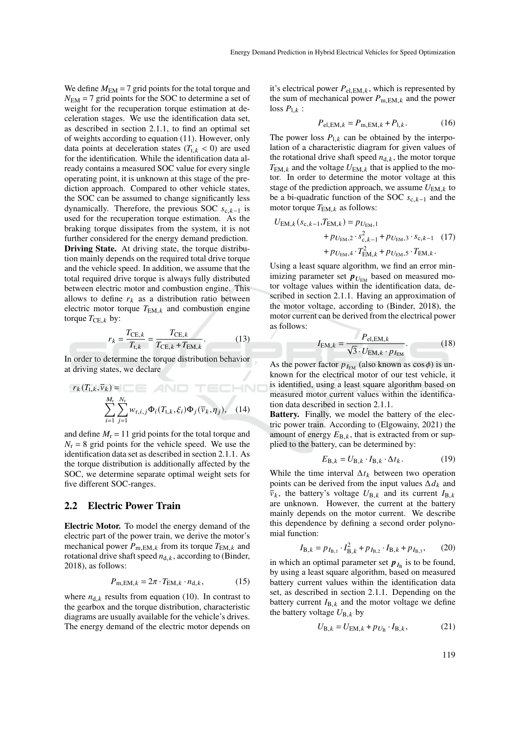We define $M_{\text{EM}} = 7$ grid points for the total torque and $N_{\text{EM}} = 7$ grid points for the SOC to determine a set of weight for the recuperation torque estimation at deceleration stages. We use the identification data set, as described in section 2.1.1, to find an optimal set of weights according to equation (11). However, only data points at deceleration states ($T_{\text{t},k} < 0$) are used for the identification. While the identification data already contains a measured SOC value for every single operating point, it is unknown at this stage of the prediction approach. Compared to other vehicle states, the SOC can be assumed to change significantly less dynamically. Therefore, the previous SOC $s_{\text{c},k-1}$ is used for the recuperation torque estimation. As the braking torque dissipates from the system, it is not further considered for the energy demand prediction.

**Driving State.** At driving state, the torque distribution mainly depends on the required total drive torque and the vehicle speed. In addition, we assume that the total required drive torque is always fully distributed between electric motor and combustion engine. This allows to define $r_k$ as a distribution ratio between electric motor torque $T_{\text{EM},k}$ and combustion engine torque $T_{\text{CE},k}$ by:

$$r_k = \frac{T_{\text{CE},k}}{T_{\text{t},k}} = \frac{T_{\text{CE},k}}{T_{\text{CE},k} + T_{\text{EM},k}}. \tag{13}$$

In order to determine the torque distribution behavior at driving states, we declare

$$r_k(T_{\text{t},k}, \overline{v}_k) = \sum_{i=1}^{M_\text{r}} \sum_{j=1}^{N_\text{r}} w_{\text{r},i,j} \Phi_i(T_{\text{t},k}, \xi_i) \Phi_j(\overline{v}_k, \eta_j), \tag{14}$$

and define $M_\text{r} = 11$ grid points for the total torque and $N_\text{r} = 8$ grid points for the vehicle speed. We use the identification data set as described in section 2.1.1. As the torque distribution is additionally affected by the SOC, we determine separate optimal weight sets for five different SOC-ranges.

## 2.2 Electric Power Train

**Electric Motor.** To model the energy demand of the electric part of the power train, we derive the motor's mechanical power $P_{\text{m,EM},k}$ from its torque $T_{\text{EM},k}$ and rotational drive shaft speed $n_{\text{d},k}$, according to (Binder, 2018), as follows:

$$P_{\text{m,EM},k} = 2\pi \cdot T_{\text{EM},k} \cdot n_{\text{d},k}, \tag{15}$$

where $n_{\text{d},k}$ results from equation (10). In contrast to the gearbox and the torque distribution, characteristic diagrams are usually available for the vehicle's drives. The energy demand of the electric motor depends on it's electrical power $P_{\text{el,EM},k}$, which is represented by the sum of mechanical power $P_{\text{m,EM},k}$ and the power loss $P_{\text{l},k}$ :

$$P_{\text{el,EM},k} = P_{\text{m,EM},k} + P_{\text{l},k}. \tag{16}$$

The power loss $P_{\text{l},k}$ can be obtained by the interpolation of a characteristic diagram for given values of the rotational drive shaft speed $n_{\text{d},k}$, the motor torque $T_{\text{EM},k}$ and the voltage $U_{\text{EM},k}$ that is applied to the motor. In order to determine the motor voltage at this stage of the prediction approach, we assume $U_{\text{EM},k}$ to be a bi-quadratic function of the SOC $s_{\text{c},k-1}$ and the motor torque $T_{\text{EM},k}$ as follows:

$$\begin{aligned} U_{\text{EM},k}(s_{\text{c},k-1}, T_{\text{EM},k}) = {} & p_{U_{\text{EM}},1} \\ & + p_{U_{\text{EM}},2} \cdot s_{\text{c},k-1}^2 + p_{U_{\text{EM}},3} \cdot s_{\text{c},k-1} \\ & + p_{U_{\text{EM}},4} \cdot T_{\text{EM},k}^2 + p_{U_{\text{EM}},5} \cdot T_{\text{EM},k}. \end{aligned} \tag{17}$$

Using a least square algorithm, we find an error minimizing parameter set $\boldsymbol{p}_{U_{\text{EM}}}$ based on measured motor voltage values within the identification data, described in section 2.1.1. Having an approximation of the motor voltage, according to (Binder, 2018), the motor current can be derived from the electrical power as follows:

$$I_{\text{EM},k} = \frac{P_{\text{el,EM},k}}{\sqrt{3} \cdot U_{\text{EM},k} \cdot p_{I_{\text{EM}}}}. \tag{18}$$

As the power factor $p_{I_{\text{EM}}}$ (also known as $\cos\phi$) is unknown for the electrical motor of our test vehicle, it is identified, using a least square algorithm based on measured motor current values within the identification data described in section 2.1.1.

**Battery.** Finally, we model the battery of the electric power train. According to (Elgowainy, 2021) the amount of energy $E_{\text{B},k}$, that is extracted from or supplied to the battery, can be determined by:

$$E_{\text{B},k} = U_{\text{B},k} \cdot I_{\text{B},k} \cdot \Delta t_k. \tag{19}$$

While the time interval $\Delta t_k$ between two operation points can be derived from the input values $\Delta d_k$ and $\overline{v}_k$, the battery's voltage $U_{\text{B},k}$ and its current $I_{\text{B},k}$ are unknown. However, the current at the battery mainly depends on the motor current. We describe this dependence by defining a second order polynomial function:

$$I_{\text{B},k} = p_{I_{\text{B},1}} \cdot I_{\text{B},k}^2 + p_{I_{\text{B},2}} \cdot I_{\text{B},k} + p_{I_{\text{B},3}}, \tag{20}$$

in which an optimal parameter set $\boldsymbol{p}_{I_\text{B}}$ is to be found, by using a least square algorithm, based on measured battery current values within the identification data set, as described in section 2.1.1. Depending on the battery current $I_{\text{B},k}$ and the motor voltage we define the battery voltage $U_{\text{B},k}$ by

$$U_{\text{B},k} = U_{\text{EM},k} + p_{U_\text{B}} \cdot I_{\text{B},k}, \tag{21}$$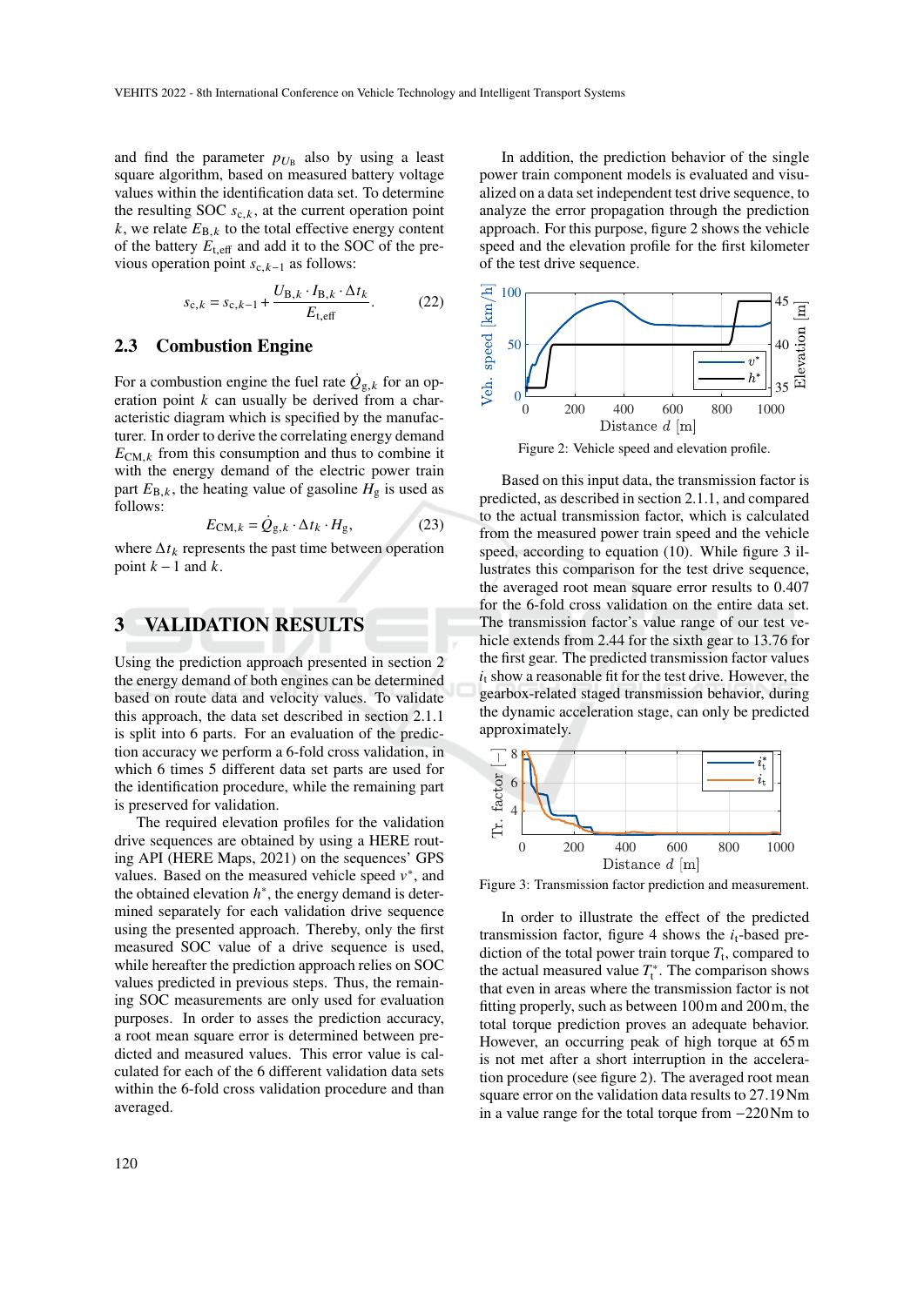and find the parameter $p_{U_\mathrm{B}}$ also by using a least square algorithm, based on measured battery voltage values within the identification data set. To determine the resulting SOC $s_{\mathrm{c},k}$, at the current operation point $k$, we relate $E_{\mathrm{B},k}$ to the total effective energy content of the battery $E_{\mathrm{t,eff}}$ and add it to the SOC of the previous operation point $s_{\mathrm{c},k-1}$ as follows:

$$s_{\mathrm{c},k} = s_{\mathrm{c},k-1} + \frac{U_{\mathrm{B},k} \cdot I_{\mathrm{B},k} \cdot \Delta t_k}{E_{\mathrm{t,eff}}}. \tag{22}$$

### 2.3 Combustion Engine

For a combustion engine the fuel rate $\dot{Q}_{\mathrm{g},k}$ for an operation point $k$ can usually be derived from a characteristic diagram which is specified by the manufacturer. In order to derive the correlating energy demand $E_{\mathrm{CM},k}$ from this consumption and thus to combine it with the energy demand of the electric power train part $E_{\mathrm{B},k}$, the heating value of gasoline $H_\mathrm{g}$ is used as follows:

$$E_{\mathrm{CM},k} = \dot{Q}_{\mathrm{g},k} \cdot \Delta t_k \cdot H_\mathrm{g}, \tag{23}$$

where $\Delta t_k$ represents the past time between operation point $k-1$ and $k$.

## 3 VALIDATION RESULTS

Using the prediction approach presented in section 2 the energy demand of both engines can be determined based on route data and velocity values. To validate this approach, the data set described in section 2.1.1 is split into 6 parts. For an evaluation of the prediction accuracy we perform a 6-fold cross validation, in which 6 times 5 different data set parts are used for the identification procedure, while the remaining part is preserved for validation.

The required elevation profiles for the validation drive sequences are obtained by using a HERE routing API (HERE Maps, 2021) on the sequences' GPS values. Based on the measured vehicle speed $v^*$, and the obtained elevation $h^*$, the energy demand is determined separately for each validation drive sequence using the presented approach. Thereby, only the first measured SOC value of a drive sequence is used, while hereafter the prediction approach relies on SOC values predicted in previous steps. Thus, the remaining SOC measurements are only used for evaluation purposes. In order to asses the prediction accuracy, a root mean square error is determined between predicted and measured values. This error value is calculated for each of the 6 different validation data sets within the 6-fold cross validation procedure and than averaged.

In addition, the prediction behavior of the single power train component models is evaluated and visualized on a data set independent test drive sequence, to analyze the error propagation through the prediction approach. For this purpose, figure 2 shows the vehicle speed and the elevation profile for the first kilometer of the test drive sequence.

Figure 2: Vehicle speed and elevation profile.

Based on this input data, the transmission factor is predicted, as described in section 2.1.1, and compared to the actual transmission factor, which is calculated from the measured power train speed and the vehicle speed, according to equation (10). While figure 3 illustrates this comparison for the test drive sequence, the averaged root mean square error results to 0.407 for the 6-fold cross validation on the entire data set. The transmission factor's value range of our test vehicle extends from 2.44 for the sixth gear to 13.76 for the first gear. The predicted transmission factor values $i_\mathrm{t}$ show a reasonable fit for the test drive. However, the gearbox-related staged transmission behavior, during the dynamic acceleration stage, can only be predicted approximately.

Figure 3: Transmission factor prediction and measurement.

In order to illustrate the effect of the predicted transmission factor, figure 4 shows the $i_\mathrm{t}$-based prediction of the total power train torque $T_\mathrm{t}$, compared to the actual measured value $T_\mathrm{t}^*$. The comparison shows that even in areas where the transmission factor is not fitting properly, such as between 100 m and 200 m, the total torque prediction proves an adequate behavior. However, an occurring peak of high torque at 65 m is not met after a short interruption in the acceleration procedure (see figure 2). The averaged root mean square error on the validation data results to 27.19 Nm in a value range for the total torque from −220 Nm to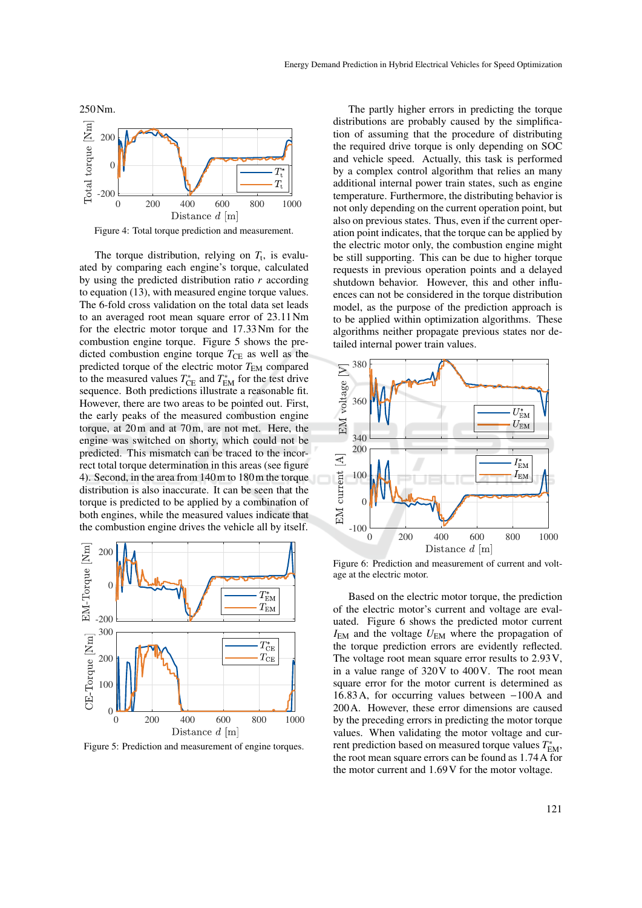250 Nm.

Figure 4: Total torque prediction and measurement.

The torque distribution, relying on $T_t$, is evaluated by comparing each engine's torque, calculated by using the predicted distribution ratio $r$ according to equation (13), with measured engine torque values. The 6-fold cross validation on the total data set leads to an averaged root mean square error of 23.11 Nm for the electric motor torque and 17.33 Nm for the combustion engine torque. Figure 5 shows the predicted combustion engine torque $T_{CE}$ as well as the predicted torque of the electric motor $T_{EM}$ compared to the measured values $T^*_{CE}$ and $T^*_{EM}$ for the test drive sequence. Both predictions illustrate a reasonable fit. However, there are two areas to be pointed out. First, the early peaks of the measured combustion engine torque, at 20 m and at 70 m, are not met. Here, the engine was switched on shorty, which could not be predicted. This mismatch can be traced to the incorrect total torque determination in this areas (see figure 4). Second, in the area from 140 m to 180 m the torque distribution is also inaccurate. It can be seen that the torque is predicted to be applied by a combination of both engines, while the measured values indicate that the combustion engine drives the vehicle all by itself.

Figure 5: Prediction and measurement of engine torques.

The partly higher errors in predicting the torque distributions are probably caused by the simplification of assuming that the procedure of distributing the required drive torque is only depending on SOC and vehicle speed. Actually, this task is performed by a complex control algorithm that relies an many additional internal power train states, such as engine temperature. Furthermore, the distributing behavior is not only depending on the current operation point, but also on previous states. Thus, even if the current operation point indicates, that the torque can be applied by the electric motor only, the combustion engine might be still supporting. This can be due to higher torque requests in previous operation points and a delayed shutdown behavior. However, this and other influences can not be considered in the torque distribution model, as the purpose of the prediction approach is to be applied within optimization algorithms. These algorithms neither propagate previous states nor detailed internal power train values.

Figure 6: Prediction and measurement of current and voltage at the electric motor.

Based on the electric motor torque, the prediction of the electric motor's current and voltage are evaluated. Figure 6 shows the predicted motor current $I_{EM}$ and the voltage $U_{EM}$ where the propagation of the torque prediction errors are evidently reflected. The voltage root mean square error results to 2.93 V, in a value range of 320 V to 400 V. The root mean square error for the motor current is determined as 16.83 A, for occurring values between −100 A and 200 A. However, these error dimensions are caused by the preceding errors in predicting the motor torque values. When validating the motor voltage and current prediction based on measured torque values $T^*_{EM}$, the root mean square errors can be found as 1.74 A for the motor current and 1.69 V for the motor voltage.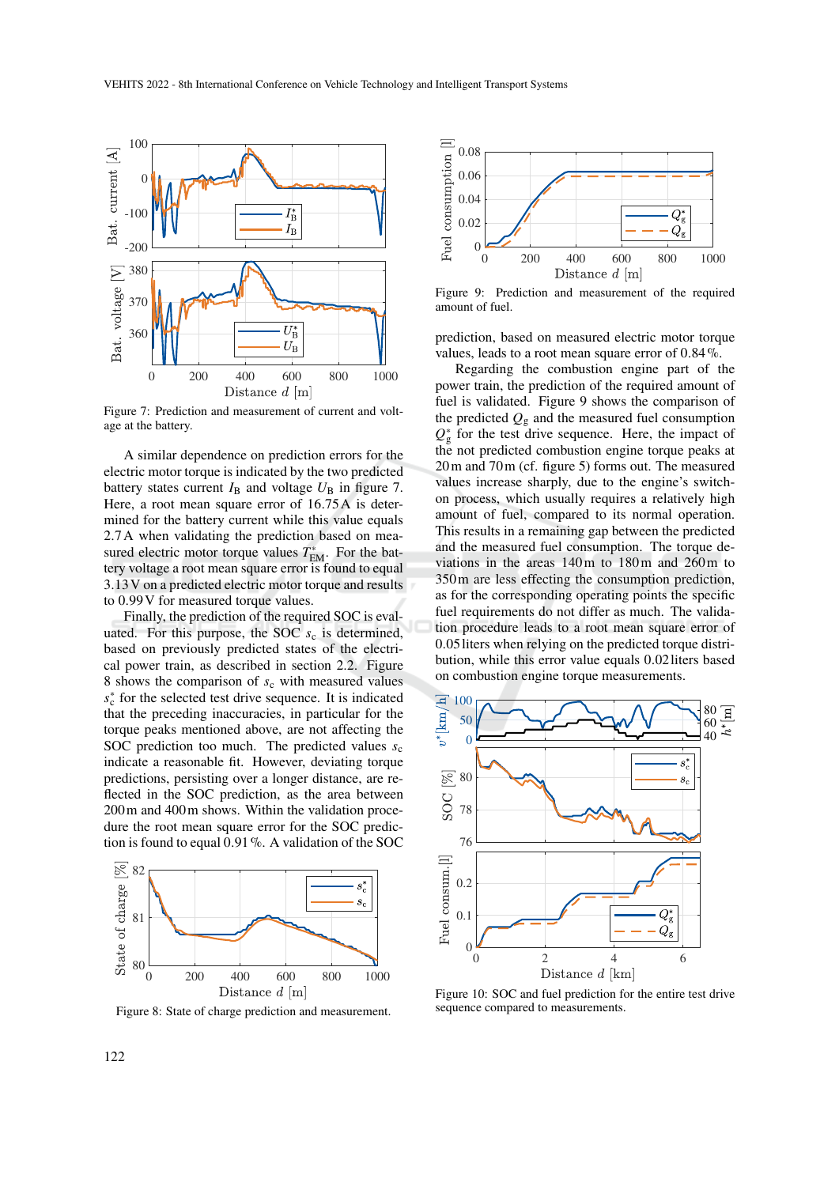Figure 7: Prediction and measurement of current and voltage at the battery.

A similar dependence on prediction errors for the electric motor torque is indicated by the two predicted battery states current $I_B$ and voltage $U_B$ in figure 7. Here, a root mean square error of 16.75 A is determined for the battery current while this value equals 2.7 A when validating the prediction based on measured electric motor torque values $T^*_{EM}$. For the battery voltage a root mean square error is found to equal 3.13 V on a predicted electric motor torque and results to 0.99 V for measured torque values.

Finally, the prediction of the required SOC is evaluated. For this purpose, the SOC $s_c$ is determined, based on previously predicted states of the electrical power train, as described in section 2.2. Figure 8 shows the comparison of $s_c$ with measured values $s^*_c$ for the selected test drive sequence. It is indicated that the preceding inaccuracies, in particular for the torque peaks mentioned above, are not affecting the SOC prediction too much. The predicted values $s_c$ indicate a reasonable fit. However, deviating torque predictions, persisting over a longer distance, are reflected in the SOC prediction, as the area between 200 m and 400 m shows. Within the validation procedure the root mean square error for the SOC prediction is found to equal 0.91 %. A validation of the SOC

Figure 8: State of charge prediction and measurement.

Figure 9: Prediction and measurement of the required amount of fuel.

prediction, based on measured electric motor torque values, leads to a root mean square error of 0.84 %.

Regarding the combustion engine part of the power train, the prediction of the required amount of fuel is validated. Figure 9 shows the comparison of the predicted $Q_g$ and the measured fuel consumption $Q^*_g$ for the test drive sequence. Here, the impact of the not predicted combustion engine torque peaks at 20 m and 70 m (cf. figure 5) forms out. The measured values increase sharply, due to the engine's switch-on process, which usually requires a relatively high amount of fuel, compared to its normal operation. This results in a remaining gap between the predicted and the measured fuel consumption. The torque deviations in the areas 140 m to 180 m and 260 m to 350 m are less effecting the consumption prediction, as for the corresponding operating points the specific fuel requirements do not differ as much. The validation procedure leads to a root mean square error of 0.05 liters when relying on the predicted torque distribution, while this error value equals 0.02 liters based on combustion engine torque measurements.

Figure 10: SOC and fuel prediction for the entire test drive sequence compared to measurements.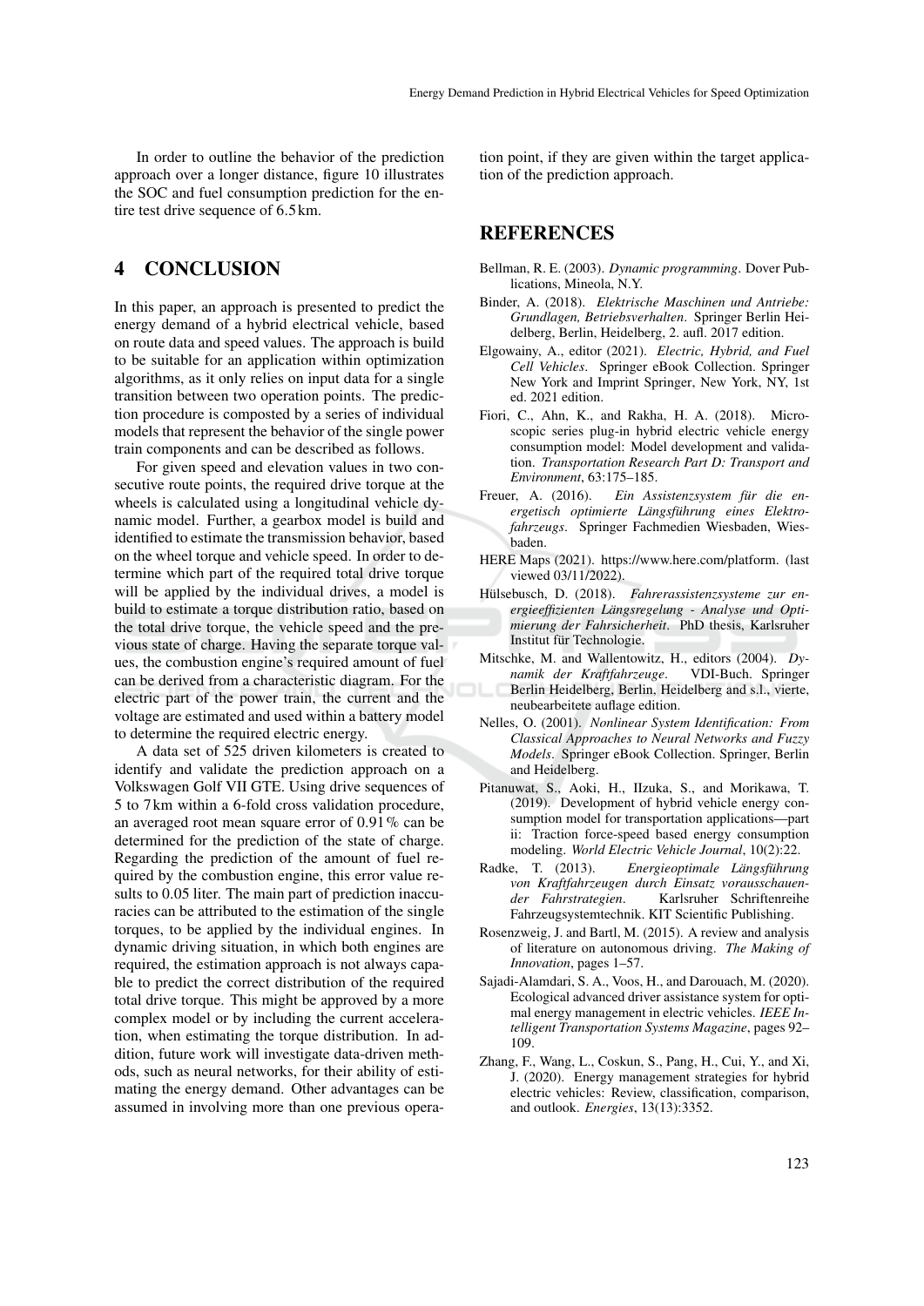In order to outline the behavior of the prediction approach over a longer distance, figure 10 illustrates the SOC and fuel consumption prediction for the entire test drive sequence of 6.5 km.

# 4 CONCLUSION

In this paper, an approach is presented to predict the energy demand of a hybrid electrical vehicle, based on route data and speed values. The approach is build to be suitable for an application within optimization algorithms, as it only relies on input data for a single transition between two operation points. The prediction procedure is composted by a series of individual models that represent the behavior of the single power train components and can be described as follows.

For given speed and elevation values in two consecutive route points, the required drive torque at the wheels is calculated using a longitudinal vehicle dynamic model. Further, a gearbox model is build and identified to estimate the transmission behavior, based on the wheel torque and vehicle speed. In order to determine which part of the required total drive torque will be applied by the individual drives, a model is build to estimate a torque distribution ratio, based on the total drive torque, the vehicle speed and the previous state of charge. Having the separate torque values, the combustion engine's required amount of fuel can be derived from a characteristic diagram. For the electric part of the power train, the current and the voltage are estimated and used within a battery model to determine the required electric energy.

A data set of 525 driven kilometers is created to identify and validate the prediction approach on a Volkswagen Golf VII GTE. Using drive sequences of 5 to 7 km within a 6-fold cross validation procedure, an averaged root mean square error of 0.91 % can be determined for the prediction of the state of charge. Regarding the prediction of the amount of fuel required by the combustion engine, this error value results to 0.05 liter. The main part of prediction inaccuracies can be attributed to the estimation of the single torques, to be applied by the individual engines. In dynamic driving situation, in which both engines are required, the estimation approach is not always capable to predict the correct distribution of the required total drive torque. This might be approved by a more complex model or by including the current acceleration, when estimating the torque distribution. In addition, future work will investigate data-driven methods, such as neural networks, for their ability of estimating the energy demand. Other advantages can be assumed in involving more than one previous operation point, if they are given within the target application of the prediction approach.

# REFERENCES

Bellman, R. E. (2003). *Dynamic programming*. Dover Publications, Mineola, N.Y.

Binder, A. (2018). *Elektrische Maschinen und Antriebe: Grundlagen, Betriebsverhalten*. Springer Berlin Heidelberg, Berlin, Heidelberg, 2. aufl. 2017 edition.

Elgowainy, A., editor (2021). *Electric, Hybrid, and Fuel Cell Vehicles*. Springer eBook Collection. Springer New York and Imprint Springer, New York, NY, 1st ed. 2021 edition.

Fiori, C., Ahn, K., and Rakha, H. A. (2018). Microscopic series plug-in hybrid electric vehicle energy consumption model: Model development and validation. *Transportation Research Part D: Transport and Environment*, 63:175–185.

Freuer, A. (2016). *Ein Assistenzsystem für die energetisch optimierte Längsführung eines Elektrofahrzeugs*. Springer Fachmedien Wiesbaden, Wiesbaden.

HERE Maps (2021). https://www.here.com/platform. (last viewed 03/11/2022).

Hülsebusch, D. (2018). *Fahrerassistenzsysteme zur energieeffizienten Längsregelung - Analyse und Optimierung der Fahrsicherheit*. PhD thesis, Karlsruher Institut für Technologie.

Mitschke, M. and Wallentowitz, H., editors (2004). *Dynamik der Kraftfahrzeuge*. VDI-Buch. Springer Berlin Heidelberg, Berlin, Heidelberg and s.l., vierte, neubearbeitete auflage edition.

Nelles, O. (2001). *Nonlinear System Identification: From Classical Approaches to Neural Networks and Fuzzy Models*. Springer eBook Collection. Springer, Berlin and Heidelberg.

Pitanuwat, S., Aoki, H., IIzuka, S., and Morikawa, T. (2019). Development of hybrid vehicle energy consumption model for transportation applications—part ii: Traction force-speed based energy consumption modeling. *World Electric Vehicle Journal*, 10(2):22.

Radke, T. (2013). *Energieoptimale Längsführung von Kraftfahrzeugen durch Einsatz vorausschauender Fahrstrategien*. Karlsruher Schriftenreihe Fahrzeugsystemtechnik. KIT Scientific Publishing.

Rosenzweig, J. and Bartl, M. (2015). A review and analysis of literature on autonomous driving. *The Making of Innovation*, pages 1–57.

Sajadi-Alamdari, S. A., Voos, H., and Darouach, M. (2020). Ecological advanced driver assistance system for optimal energy management in electric vehicles. *IEEE Intelligent Transportation Systems Magazine*, pages 92–109.

Zhang, F., Wang, L., Coskun, S., Pang, H., Cui, Y., and Xi, J. (2020). Energy management strategies for hybrid electric vehicles: Review, classification, comparison, and outlook. *Energies*, 13(13):3352.